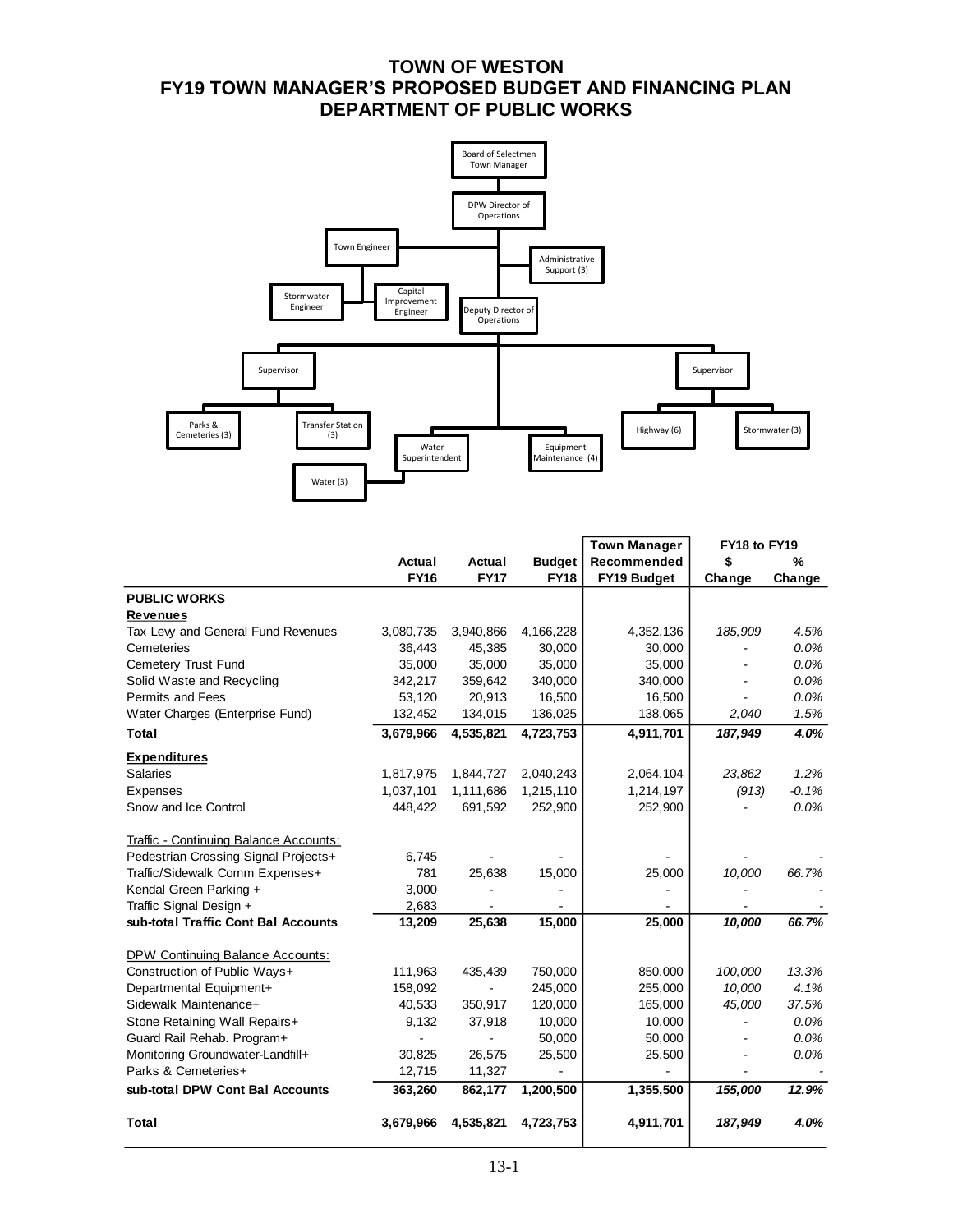# TOWN OF WESTON
# FY19 TOWN MANAGER'S PROPOSED BUDGET AND FINANCING PLAN
# DEPARTMENT OF PUBLIC WORKS

Board of Selectmen Town Manager

DPW Director of Operations

Town Engineer

Administrative Support (3)

Stormwater Engineer

Capital Improvement Engineer

Deputy Director of Operations

Supervisor

Supervisor

Parks & Cemeteries (3)

Transfer Station (3)

Water Superintendent

Equipment Maintenance (4)

Highway (6)

Stormwater (3)

Water (3)

| | Actual FY16 | Actual FY17 | Budget FY18 | Town Manager Recommended FY19 Budget | FY18 to FY19 $ Change | FY18 to FY19 % Change |
|---|---|---|---|---|---|---|
| **PUBLIC WORKS** | | | | | | |
| **Revenues** | | | | | | |
| Tax Levy and General Fund Revenues | 3,080,735 | 3,940,866 | 4,166,228 | 4,352,136 | *185,909* | *4.5%* |
| Cemeteries | 36,443 | 45,385 | 30,000 | 30,000 | - | *0.0%* |
| Cemetery Trust Fund | 35,000 | 35,000 | 35,000 | 35,000 | - | *0.0%* |
| Solid Waste and Recycling | 342,217 | 359,642 | 340,000 | 340,000 | - | *0.0%* |
| Permits and Fees | 53,120 | 20,913 | 16,500 | 16,500 | - | *0.0%* |
| Water Charges (Enterprise Fund) | 132,452 | 134,015 | 136,025 | 138,065 | *2,040* | *1.5%* |
| **Total** | **3,679,966** | **4,535,821** | **4,723,753** | **4,911,701** | ***187,949*** | ***4.0%*** |
| **Expenditures** | | | | | | |
| Salaries | 1,817,975 | 1,844,727 | 2,040,243 | 2,064,104 | *23,862* | *1.2%* |
| Expenses | 1,037,101 | 1,111,686 | 1,215,110 | 1,214,197 | *(913)* | *-0.1%* |
| Snow and Ice Control | 448,422 | 691,592 | 252,900 | 252,900 | - | *0.0%* |
| Traffic - Continuing Balance Accounts: | | | | | | |
| Pedestrian Crossing Signal Projects+ | 6,745 | - | - | - | - | - |
| Traffic/Sidewalk Comm Expenses+ | 781 | 25,638 | 15,000 | 25,000 | *10,000* | *66.7%* |
| Kendal Green Parking + | 3,000 | - | - | - | - | - |
| Traffic Signal Design + | 2,683 | - | - | - | - | - |
| **sub-total Traffic Cont Bal Accounts** | **13,209** | **25,638** | **15,000** | **25,000** | ***10,000*** | ***66.7%*** |
| DPW Continuing Balance Accounts: | | | | | | |
| Construction of Public Ways+ | 111,963 | 435,439 | 750,000 | 850,000 | *100,000* | *13.3%* |
| Departmental Equipment+ | 158,092 | - | 245,000 | 255,000 | *10,000* | *4.1%* |
| Sidewalk Maintenance+ | 40,533 | 350,917 | 120,000 | 165,000 | *45,000* | *37.5%* |
| Stone Retaining Wall Repairs+ | 9,132 | 37,918 | 10,000 | 10,000 | - | *0.0%* |
| Guard Rail Rehab. Program+ | - | - | 50,000 | 50,000 | - | *0.0%* |
| Monitoring Groundwater-Landfill+ | 30,825 | 26,575 | 25,500 | 25,500 | - | *0.0%* |
| Parks & Cemeteries+ | 12,715 | 11,327 | - | - | - | - |
| **sub-total DPW Cont Bal Accounts** | **363,260** | **862,177** | **1,200,500** | **1,355,500** | ***155,000*** | ***12.9%*** |
| **Total** | **3,679,966** | **4,535,821** | **4,723,753** | **4,911,701** | ***187,949*** | ***4.0%*** |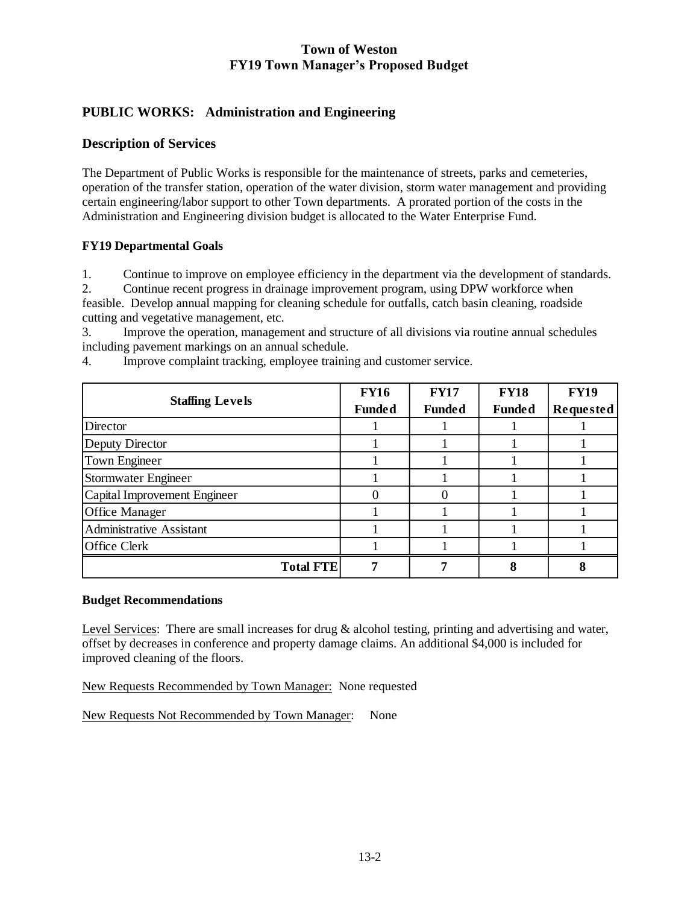# Town of Weston
# FY19 Town Manager's Proposed Budget

## PUBLIC WORKS: Administration and Engineering

### Description of Services

The Department of Public Works is responsible for the maintenance of streets, parks and cemeteries, operation of the transfer station, operation of the water division, storm water management and providing certain engineering/labor support to other Town departments. A prorated portion of the costs in the Administration and Engineering division budget is allocated to the Water Enterprise Fund.

**FY19 Departmental Goals**

1. Continue to improve on employee efficiency in the department via the development of standards.
2. Continue recent progress in drainage improvement program, using DPW workforce when feasible. Develop annual mapping for cleaning schedule for outfalls, catch basin cleaning, roadside cutting and vegetative management, etc.
3. Improve the operation, management and structure of all divisions via routine annual schedules including pavement markings on an annual schedule.
4. Improve complaint tracking, employee training and customer service.

| Staffing Levels | FY16 Funded | FY17 Funded | FY18 Funded | FY19 Requested |
|---|---|---|---|---|
| Director | 1 | 1 | 1 | 1 |
| Deputy Director | 1 | 1 | 1 | 1 |
| Town Engineer | 1 | 1 | 1 | 1 |
| Stormwater Engineer | 1 | 1 | 1 | 1 |
| Capital Improvement Engineer | 0 | 0 | 1 | 1 |
| Office Manager | 1 | 1 | 1 | 1 |
| Administrative Assistant | 1 | 1 | 1 | 1 |
| Office Clerk | 1 | 1 | 1 | 1 |
| **Total FTE** | **7** | **7** | **8** | **8** |

**Budget Recommendations**

Level Services: There are small increases for drug & alcohol testing, printing and advertising and water, offset by decreases in conference and property damage claims. An additional $4,000 is included for improved cleaning of the floors.

New Requests Recommended by Town Manager: None requested

New Requests Not Recommended by Town Manager: None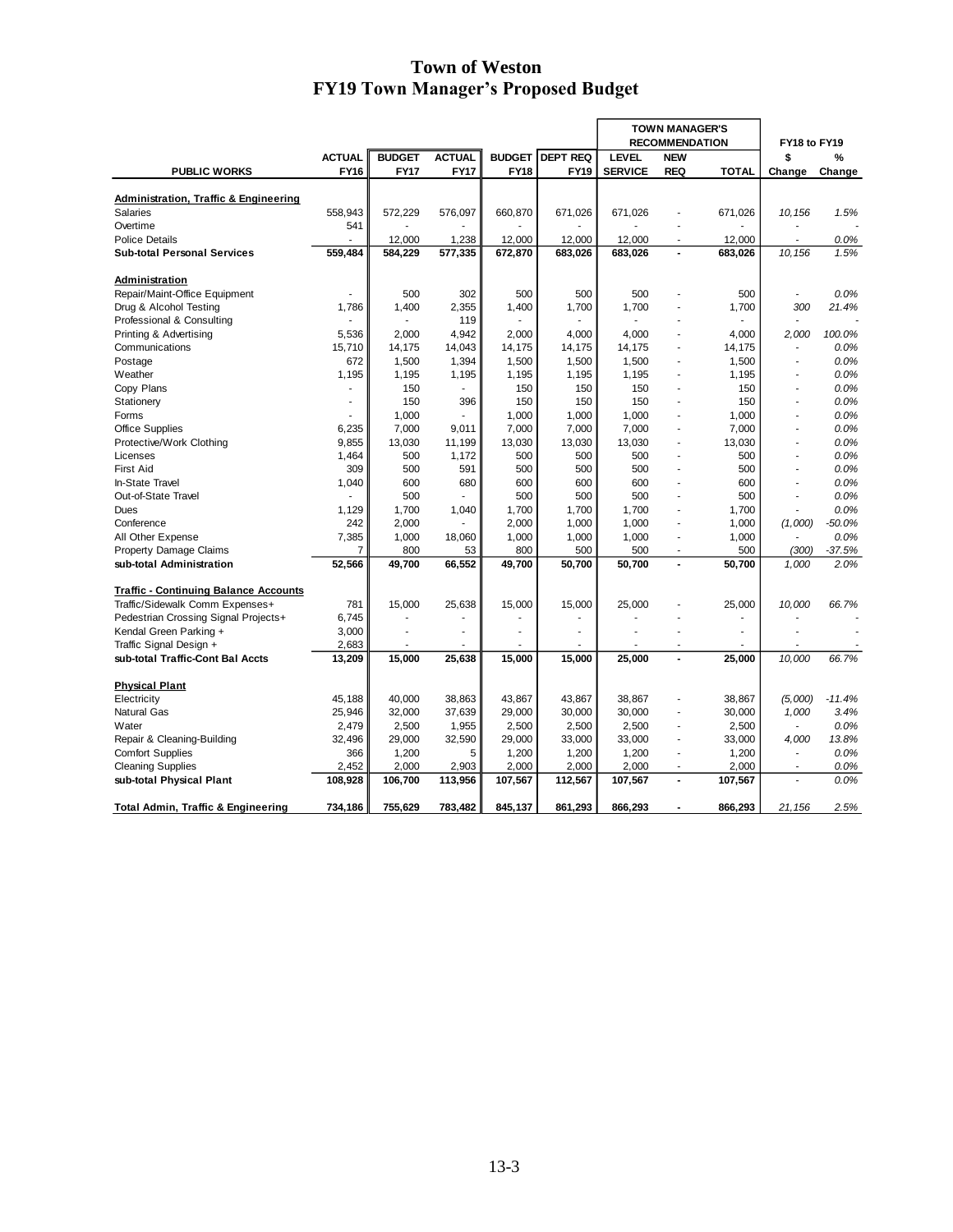# Town of Weston
## FY19 Town Manager's Proposed Budget

| PUBLIC WORKS | ACTUAL FY16 | BUDGET FY17 | ACTUAL FY17 | BUDGET FY18 | DEPT REQ FY19 | TOWN MANAGER'S RECOMMENDATION LEVEL SERVICE | NEW REQ | TOTAL | FY18 to FY19 $ Change | % Change |
|---|---|---|---|---|---|---|---|---|---|---|
| **Administration, Traffic & Engineering** | | | | | | | | | | |
| Salaries | 558,943 | 572,229 | 576,097 | 660,870 | 671,026 | 671,026 | - | 671,026 | *10,156* | *1.5%* |
| Overtime | 541 | - | - | - | - | - | - | - | - | - |
| Police Details | - | 12,000 | 1,238 | 12,000 | 12,000 | 12,000 | - | 12,000 | - | *0.0%* |
| **Sub-total Personal Services** | **559,484** | **584,229** | **577,335** | **672,870** | **683,026** | **683,026** | **-** | **683,026** | *10,156* | *1.5%* |
| **Administration** | | | | | | | | | | |
| Repair/Maint-Office Equipment | - | 500 | 302 | 500 | 500 | 500 | - | 500 | - | *0.0%* |
| Drug & Alcohol Testing | 1,786 | 1,400 | 2,355 | 1,400 | 1,700 | 1,700 | - | 1,700 | *300* | *21.4%* |
| Professional & Consulting | - | - | 119 | - | - | - | - | - | - | - |
| Printing & Advertising | 5,536 | 2,000 | 4,942 | 2,000 | 4,000 | 4,000 | - | 4,000 | *2,000* | *100.0%* |
| Communications | 15,710 | 14,175 | 14,043 | 14,175 | 14,175 | 14,175 | - | 14,175 | - | *0.0%* |
| Postage | 672 | 1,500 | 1,394 | 1,500 | 1,500 | 1,500 | - | 1,500 | - | *0.0%* |
| Weather | 1,195 | 1,195 | 1,195 | 1,195 | 1,195 | 1,195 | - | 1,195 | - | *0.0%* |
| Copy Plans | - | 150 | - | 150 | 150 | 150 | - | 150 | - | *0.0%* |
| Stationery | - | 150 | 396 | 150 | 150 | 150 | - | 150 | - | *0.0%* |
| Forms | - | 1,000 | - | 1,000 | 1,000 | 1,000 | - | 1,000 | - | *0.0%* |
| Office Supplies | 6,235 | 7,000 | 9,011 | 7,000 | 7,000 | 7,000 | - | 7,000 | - | *0.0%* |
| Protective/Work Clothing | 9,855 | 13,030 | 11,199 | 13,030 | 13,030 | 13,030 | - | 13,030 | - | *0.0%* |
| Licenses | 1,464 | 500 | 1,172 | 500 | 500 | 500 | - | 500 | - | *0.0%* |
| First Aid | 309 | 500 | 591 | 500 | 500 | 500 | - | 500 | - | *0.0%* |
| In-State Travel | 1,040 | 600 | 680 | 600 | 600 | 600 | - | 600 | - | *0.0%* |
| Out-of-State Travel | - | 500 | - | 500 | 500 | 500 | - | 500 | - | *0.0%* |
| Dues | 1,129 | 1,700 | 1,040 | 1,700 | 1,700 | 1,700 | - | 1,700 | - | *0.0%* |
| Conference | 242 | 2,000 | - | 2,000 | 1,000 | 1,000 | - | 1,000 | *(1,000)* | *-50.0%* |
| All Other Expense | 7,385 | 1,000 | 18,060 | 1,000 | 1,000 | 1,000 | - | 1,000 | - | *0.0%* |
| Property Damage Claims | 7 | 800 | 53 | 800 | 500 | 500 | - | 500 | *(300)* | *-37.5%* |
| **sub-total Administration** | **52,566** | **49,700** | **66,552** | **49,700** | **50,700** | **50,700** | **-** | **50,700** | *1,000* | *2.0%* |
| **Traffic - Continuing Balance Accounts** | | | | | | | | | | |
| Traffic/Sidewalk Comm Expenses+ | 781 | 15,000 | 25,638 | 15,000 | 15,000 | 25,000 | - | 25,000 | *10,000* | *66.7%* |
| Pedestrian Crossing Signal Projects+ | 6,745 | - | - | - | - | - | - | - | - | - |
| Kendal Green Parking + | 3,000 | - | - | - | - | - | - | - | - | - |
| Traffic Signal Design + | 2,683 | - | - | - | - | - | - | - | - | - |
| **sub-total Traffic-Cont Bal Accts** | **13,209** | **15,000** | **25,638** | **15,000** | **15,000** | **25,000** | **-** | **25,000** | *10,000* | *66.7%* |
| **Physical Plant** | | | | | | | | | | |
| Electricity | 45,188 | 40,000 | 38,863 | 43,867 | 43,867 | 38,867 | - | 38,867 | *(5,000)* | *-11.4%* |
| Natural Gas | 25,946 | 32,000 | 37,639 | 29,000 | 30,000 | 30,000 | - | 30,000 | *1,000* | *3.4%* |
| Water | 2,479 | 2,500 | 1,955 | 2,500 | 2,500 | 2,500 | - | 2,500 | - | *0.0%* |
| Repair & Cleaning-Building | 32,496 | 29,000 | 32,590 | 29,000 | 33,000 | 33,000 | - | 33,000 | *4,000* | *13.8%* |
| Comfort Supplies | 366 | 1,200 | 5 | 1,200 | 1,200 | 1,200 | - | 1,200 | - | *0.0%* |
| Cleaning Supplies | 2,452 | 2,000 | 2,903 | 2,000 | 2,000 | 2,000 | - | 2,000 | - | *0.0%* |
| **sub-total Physical Plant** | **108,928** | **106,700** | **113,956** | **107,567** | **112,567** | **107,567** | **-** | **107,567** | - | *0.0%* |
| **Total Admin, Traffic & Engineering** | **734,186** | **755,629** | **783,482** | **845,137** | **861,293** | **866,293** | **-** | **866,293** | *21,156* | *2.5%* |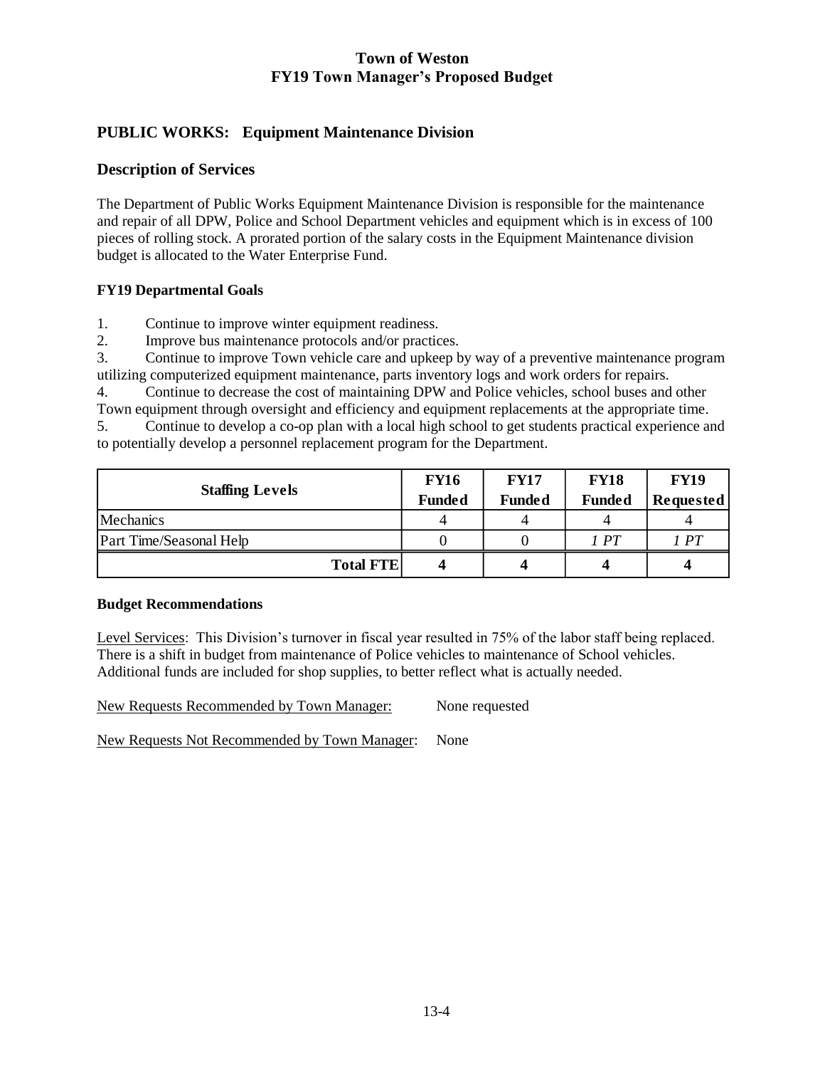# Town of Weston
## FY19 Town Manager's Proposed Budget

## PUBLIC WORKS: Equipment Maintenance Division

### Description of Services

The Department of Public Works Equipment Maintenance Division is responsible for the maintenance and repair of all DPW, Police and School Department vehicles and equipment which is in excess of 100 pieces of rolling stock. A prorated portion of the salary costs in the Equipment Maintenance division budget is allocated to the Water Enterprise Fund.

**FY19 Departmental Goals**

1. Continue to improve winter equipment readiness.
2. Improve bus maintenance protocols and/or practices.
3. Continue to improve Town vehicle care and upkeep by way of a preventive maintenance program utilizing computerized equipment maintenance, parts inventory logs and work orders for repairs.
4. Continue to decrease the cost of maintaining DPW and Police vehicles, school buses and other Town equipment through oversight and efficiency and equipment replacements at the appropriate time.
5. Continue to develop a co-op plan with a local high school to get students practical experience and to potentially develop a personnel replacement program for the Department.

| Staffing Levels | FY16 Funded | FY17 Funded | FY18 Funded | FY19 Requested |
|---|---|---|---|---|
| Mechanics | 4 | 4 | 4 | 4 |
| Part Time/Seasonal Help | 0 | 0 | *1 PT* | *1 PT* |
| **Total FTE** | **4** | **4** | **4** | **4** |

**Budget Recommendations**

Level Services: This Division's turnover in fiscal year resulted in 75% of the labor staff being replaced. There is a shift in budget from maintenance of Police vehicles to maintenance of School vehicles. Additional funds are included for shop supplies, to better reflect what is actually needed.

New Requests Recommended by Town Manager: None requested

New Requests Not Recommended by Town Manager: None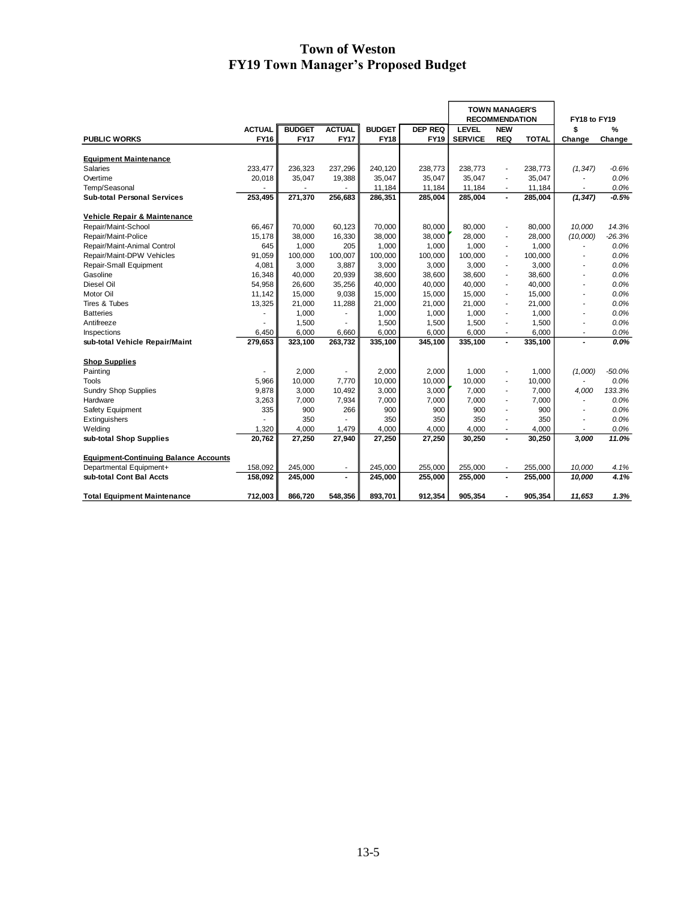# Town of Weston
## FY19 Town Manager's Proposed Budget

| | | | | | | TOWN MANAGER'S RECOMMENDATION | | | FY18 to FY19 | |
|---|---|---|---|---|---|---|---|---|---|---|
| PUBLIC WORKS | ACTUAL FY16 | BUDGET FY17 | ACTUAL FY17 | BUDGET FY18 | DEP REQ FY19 | LEVEL SERVICE | NEW REQ | TOTAL | $ Change | % Change |
| **Equipment Maintenance** | | | | | | | | | | |
| Salaries | 233,477 | 236,323 | 237,296 | 240,120 | 238,773 | 238,773 | - | 238,773 | *(1,347)* | *-0.6%* |
| Overtime | 20,018 | 35,047 | 19,388 | 35,047 | 35,047 | 35,047 | - | 35,047 | - | *0.0%* |
| Temp/Seasonal | - | - | - | 11,184 | 11,184 | 11,184 | - | 11,184 | - | *0.0%* |
| **Sub-total Personal Services** | **253,495** | **271,370** | **256,683** | **286,351** | **285,004** | **285,004** | **-** | **285,004** | ***(1,347)*** | ***-0.5%*** |
| **Vehicle Repair & Maintenance** | | | | | | | | | | |
| Repair/Maint-School | 66,467 | 70,000 | 60,123 | 70,000 | 80,000 | 80,000 | - | 80,000 | *10,000* | *14.3%* |
| Repair/Maint-Police | 15,178 | 38,000 | 16,330 | 38,000 | 38,000 | 28,000 | - | 28,000 | *(10,000)* | *-26.3%* |
| Repair/Maint-Animal Control | 645 | 1,000 | 205 | 1,000 | 1,000 | 1,000 | - | 1,000 | - | *0.0%* |
| Repair/Maint-DPW Vehicles | 91,059 | 100,000 | 100,007 | 100,000 | 100,000 | 100,000 | - | 100,000 | - | *0.0%* |
| Repair-Small Equipment | 4,081 | 3,000 | 3,887 | 3,000 | 3,000 | 3,000 | - | 3,000 | - | *0.0%* |
| Gasoline | 16,348 | 40,000 | 20,939 | 38,600 | 38,600 | 38,600 | - | 38,600 | - | *0.0%* |
| Diesel Oil | 54,958 | 26,600 | 35,256 | 40,000 | 40,000 | 40,000 | - | 40,000 | - | *0.0%* |
| Motor Oil | 11,142 | 15,000 | 9,038 | 15,000 | 15,000 | 15,000 | - | 15,000 | - | *0.0%* |
| Tires & Tubes | 13,325 | 21,000 | 11,288 | 21,000 | 21,000 | 21,000 | - | 21,000 | - | *0.0%* |
| Batteries | - | 1,000 | - | 1,000 | 1,000 | 1,000 | - | 1,000 | - | *0.0%* |
| Antifreeze | - | 1,500 | - | 1,500 | 1,500 | 1,500 | - | 1,500 | - | *0.0%* |
| Inspections | 6,450 | 6,000 | 6,660 | 6,000 | 6,000 | 6,000 | - | 6,000 | - | *0.0%* |
| **sub-total Vehicle Repair/Maint** | **279,653** | **323,100** | **263,732** | **335,100** | **345,100** | **335,100** | **-** | **335,100** | **-** | ***0.0%*** |
| **Shop Supplies** | | | | | | | | | | |
| Painting | - | 2,000 | - | 2,000 | 2,000 | 1,000 | - | 1,000 | *(1,000)* | *-50.0%* |
| Tools | 5,966 | 10,000 | 7,770 | 10,000 | 10,000 | 10,000 | - | 10,000 | - | *0.0%* |
| Sundry Shop Supplies | 9,878 | 3,000 | 10,492 | 3,000 | 3,000 | 7,000 | - | 7,000 | *4,000* | *133.3%* |
| Hardware | 3,263 | 7,000 | 7,934 | 7,000 | 7,000 | 7,000 | - | 7,000 | - | *0.0%* |
| Safety Equipment | 335 | 900 | 266 | 900 | 900 | 900 | - | 900 | - | *0.0%* |
| Extinguishers | - | 350 | - | 350 | 350 | 350 | - | 350 | - | *0.0%* |
| Welding | 1,320 | 4,000 | 1,479 | 4,000 | 4,000 | 4,000 | - | 4,000 | - | *0.0%* |
| **sub-total Shop Supplies** | **20,762** | **27,250** | **27,940** | **27,250** | **27,250** | **30,250** | **-** | **30,250** | ***3,000*** | ***11.0%*** |
| **Equipment-Continuing Balance Accounts** | | | | | | | | | | |
| Departmental Equipment+ | 158,092 | 245,000 | - | 245,000 | 255,000 | 255,000 | - | 255,000 | *10,000* | *4.1%* |
| **sub-total Cont Bal Accts** | **158,092** | **245,000** | **-** | **245,000** | **255,000** | **255,000** | **-** | **255,000** | ***10,000*** | ***4.1%*** |
| **Total Equipment Maintenance** | **712,003** | **866,720** | **548,356** | **893,701** | **912,354** | **905,354** | **-** | **905,354** | ***11,653*** | ***1.3%*** |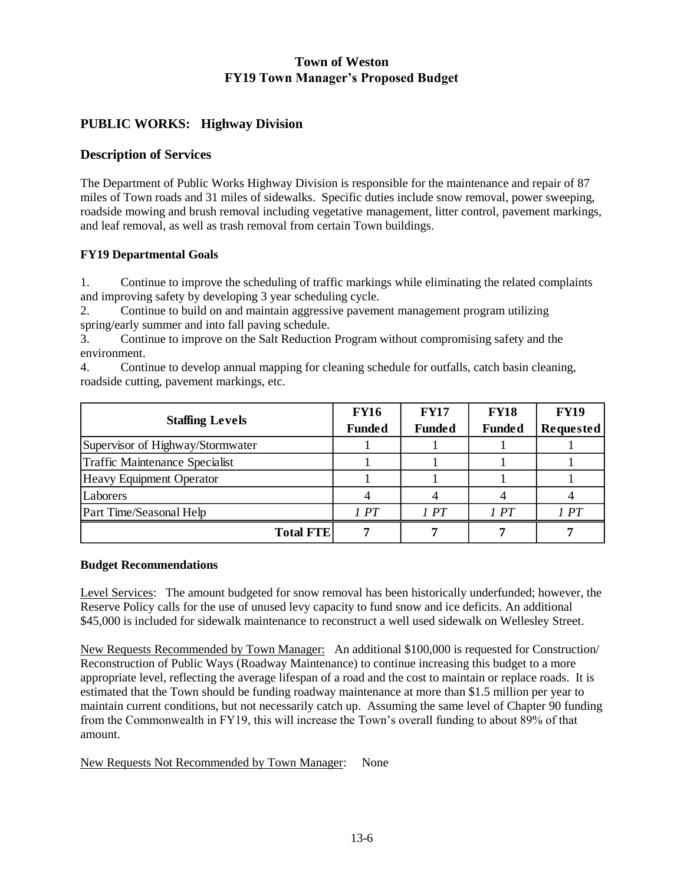# Town of Weston
# FY19 Town Manager's Proposed Budget

## PUBLIC WORKS: Highway Division

### Description of Services

The Department of Public Works Highway Division is responsible for the maintenance and repair of 87 miles of Town roads and 31 miles of sidewalks. Specific duties include snow removal, power sweeping, roadside mowing and brush removal including vegetative management, litter control, pavement markings, and leaf removal, as well as trash removal from certain Town buildings.

#### FY19 Departmental Goals

1. Continue to improve the scheduling of traffic markings while eliminating the related complaints and improving safety by developing 3 year scheduling cycle.
2. Continue to build on and maintain aggressive pavement management program utilizing spring/early summer and into fall paving schedule.
3. Continue to improve on the Salt Reduction Program without compromising safety and the environment.
4. Continue to develop annual mapping for cleaning schedule for outfalls, catch basin cleaning, roadside cutting, pavement markings, etc.

| Staffing Levels | FY16 Funded | FY17 Funded | FY18 Funded | FY19 Requested |
|---|---|---|---|---|
| Supervisor of Highway/Stormwater | 1 | 1 | 1 | 1 |
| Traffic Maintenance Specialist | 1 | 1 | 1 | 1 |
| Heavy Equipment Operator | 1 | 1 | 1 | 1 |
| Laborers | 4 | 4 | 4 | 4 |
| Part Time/Seasonal Help | *1 PT* | *1 PT* | *1 PT* | *1 PT* |
| **Total FTE** | **7** | **7** | **7** | **7** |

#### Budget Recommendations

Level Services: The amount budgeted for snow removal has been historically underfunded; however, the Reserve Policy calls for the use of unused levy capacity to fund snow and ice deficits. An additional $45,000 is included for sidewalk maintenance to reconstruct a well used sidewalk on Wellesley Street.

New Requests Recommended by Town Manager: An additional $100,000 is requested for Construction/ Reconstruction of Public Ways (Roadway Maintenance) to continue increasing this budget to a more appropriate level, reflecting the average lifespan of a road and the cost to maintain or replace roads. It is estimated that the Town should be funding roadway maintenance at more than $1.5 million per year to maintain current conditions, but not necessarily catch up. Assuming the same level of Chapter 90 funding from the Commonwealth in FY19, this will increase the Town's overall funding to about 89% of that amount.

New Requests Not Recommended by Town Manager: None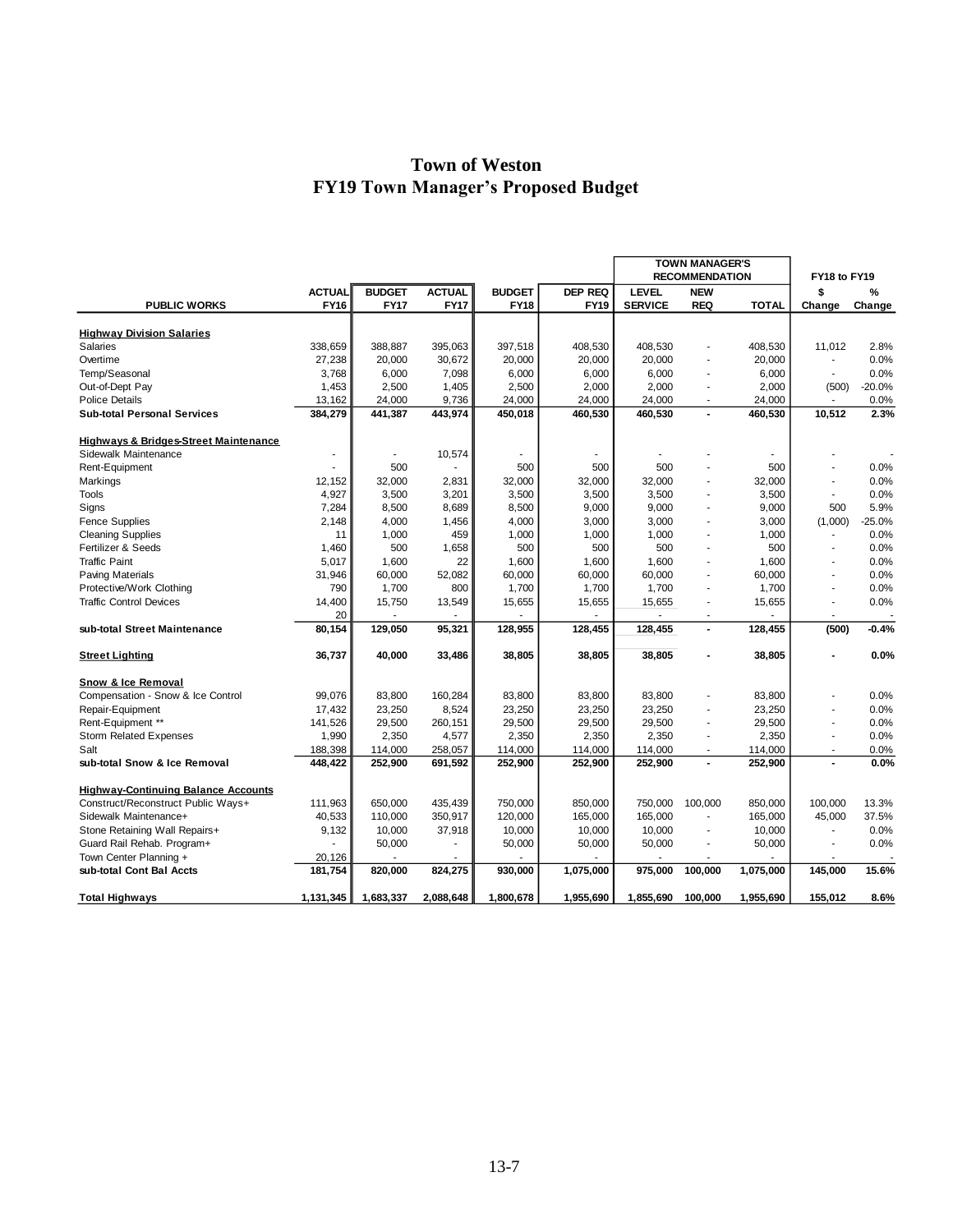# Town of Weston
# FY19 Town Manager's Proposed Budget

| PUBLIC WORKS | ACTUAL FY16 | BUDGET FY17 | ACTUAL FY17 | BUDGET FY18 | DEP REQ FY19 | TOWN MANAGER'S RECOMMENDATION LEVEL SERVICE | NEW REQ | TOTAL | FY18 to FY19 $ Change | % Change |
|---|---|---|---|---|---|---|---|---|---|---|
| **Highway Division Salaries** | | | | | | | | | | |
| Salaries | 338,659 | 388,887 | 395,063 | 397,518 | 408,530 | 408,530 | - | 408,530 | 11,012 | 2.8% |
| Overtime | 27,238 | 20,000 | 30,672 | 20,000 | 20,000 | 20,000 | - | 20,000 | - | 0.0% |
| Temp/Seasonal | 3,768 | 6,000 | 7,098 | 6,000 | 6,000 | 6,000 | - | 6,000 | - | 0.0% |
| Out-of-Dept Pay | 1,453 | 2,500 | 1,405 | 2,500 | 2,000 | 2,000 | - | 2,000 | (500) | -20.0% |
| Police Details | 13,162 | 24,000 | 9,736 | 24,000 | 24,000 | 24,000 | - | 24,000 | - | 0.0% |
| **Sub-total Personal Services** | **384,279** | **441,387** | **443,974** | **450,018** | **460,530** | **460,530** | **-** | **460,530** | **10,512** | **2.3%** |
| **Highways & Bridges-Street Maintenance** | | | | | | | | | | |
| Sidewalk Maintenance | - | - | 10,574 | - | - | - | - | - | - | - |
| Rent-Equipment | - | 500 | - | 500 | 500 | 500 | - | 500 | - | 0.0% |
| Markings | 12,152 | 32,000 | 2,831 | 32,000 | 32,000 | 32,000 | - | 32,000 | - | 0.0% |
| Tools | 4,927 | 3,500 | 3,201 | 3,500 | 3,500 | 3,500 | - | 3,500 | - | 0.0% |
| Signs | 7,284 | 8,500 | 8,689 | 8,500 | 9,000 | 9,000 | - | 9,000 | 500 | 5.9% |
| Fence Supplies | 2,148 | 4,000 | 1,456 | 4,000 | 3,000 | 3,000 | - | 3,000 | (1,000) | -25.0% |
| Cleaning Supplies | 11 | 1,000 | 459 | 1,000 | 1,000 | 1,000 | - | 1,000 | - | 0.0% |
| Fertilizer & Seeds | 1,460 | 500 | 1,658 | 500 | 500 | 500 | - | 500 | - | 0.0% |
| Traffic Paint | 5,017 | 1,600 | 22 | 1,600 | 1,600 | 1,600 | - | 1,600 | - | 0.0% |
| Paving Materials | 31,946 | 60,000 | 52,082 | 60,000 | 60,000 | 60,000 | - | 60,000 | - | 0.0% |
| Protective/Work Clothing | 790 | 1,700 | 800 | 1,700 | 1,700 | 1,700 | - | 1,700 | - | 0.0% |
| Traffic Control Devices | 14,400 | 15,750 | 13,549 | 15,655 | 15,655 | 15,655 | - | 15,655 | - | 0.0% |
| | 20 | - | - | - | - | - | - | - | - | - |
| **sub-total Street Maintenance** | **80,154** | **129,050** | **95,321** | **128,955** | **128,455** | **128,455** | **-** | **128,455** | **(500)** | **-0.4%** |
| **Street Lighting** | **36,737** | **40,000** | **33,486** | **38,805** | **38,805** | **38,805** | **-** | **38,805** | **-** | **0.0%** |
| **Snow & Ice Removal** | | | | | | | | | | |
| Compensation - Snow & Ice Control | 99,076 | 83,800 | 160,284 | 83,800 | 83,800 | 83,800 | - | 83,800 | - | 0.0% |
| Repair-Equipment | 17,432 | 23,250 | 8,524 | 23,250 | 23,250 | 23,250 | - | 23,250 | - | 0.0% |
| Rent-Equipment ** | 141,526 | 29,500 | 260,151 | 29,500 | 29,500 | 29,500 | - | 29,500 | - | 0.0% |
| Storm Related Expenses | 1,990 | 2,350 | 4,577 | 2,350 | 2,350 | 2,350 | - | 2,350 | - | 0.0% |
| Salt | 188,398 | 114,000 | 258,057 | 114,000 | 114,000 | 114,000 | - | 114,000 | - | 0.0% |
| **sub-total Snow & Ice Removal** | **448,422** | **252,900** | **691,592** | **252,900** | **252,900** | **252,900** | **-** | **252,900** | **-** | **0.0%** |
| **Highway-Continuing Balance Accounts** | | | | | | | | | | |
| Construct/Reconstruct Public Ways+ | 111,963 | 650,000 | 435,439 | 750,000 | 850,000 | 750,000 | 100,000 | 850,000 | 100,000 | 13.3% |
| Sidewalk Maintenance+ | 40,533 | 110,000 | 350,917 | 120,000 | 165,000 | 165,000 | - | 165,000 | 45,000 | 37.5% |
| Stone Retaining Wall Repairs+ | 9,132 | 10,000 | 37,918 | 10,000 | 10,000 | 10,000 | - | 10,000 | - | 0.0% |
| Guard Rail Rehab. Program+ | - | 50,000 | - | 50,000 | 50,000 | 50,000 | - | 50,000 | - | 0.0% |
| Town Center Planning + | 20,126 | - | - | - | - | - | - | - | - | - |
| **sub-total Cont Bal Accts** | **181,754** | **820,000** | **824,275** | **930,000** | **1,075,000** | **975,000** | **100,000** | **1,075,000** | **145,000** | **15.6%** |
| **Total Highways** | **1,131,345** | **1,683,337** | **2,088,648** | **1,800,678** | **1,955,690** | **1,855,690** | **100,000** | **1,955,690** | **155,012** | **8.6%** |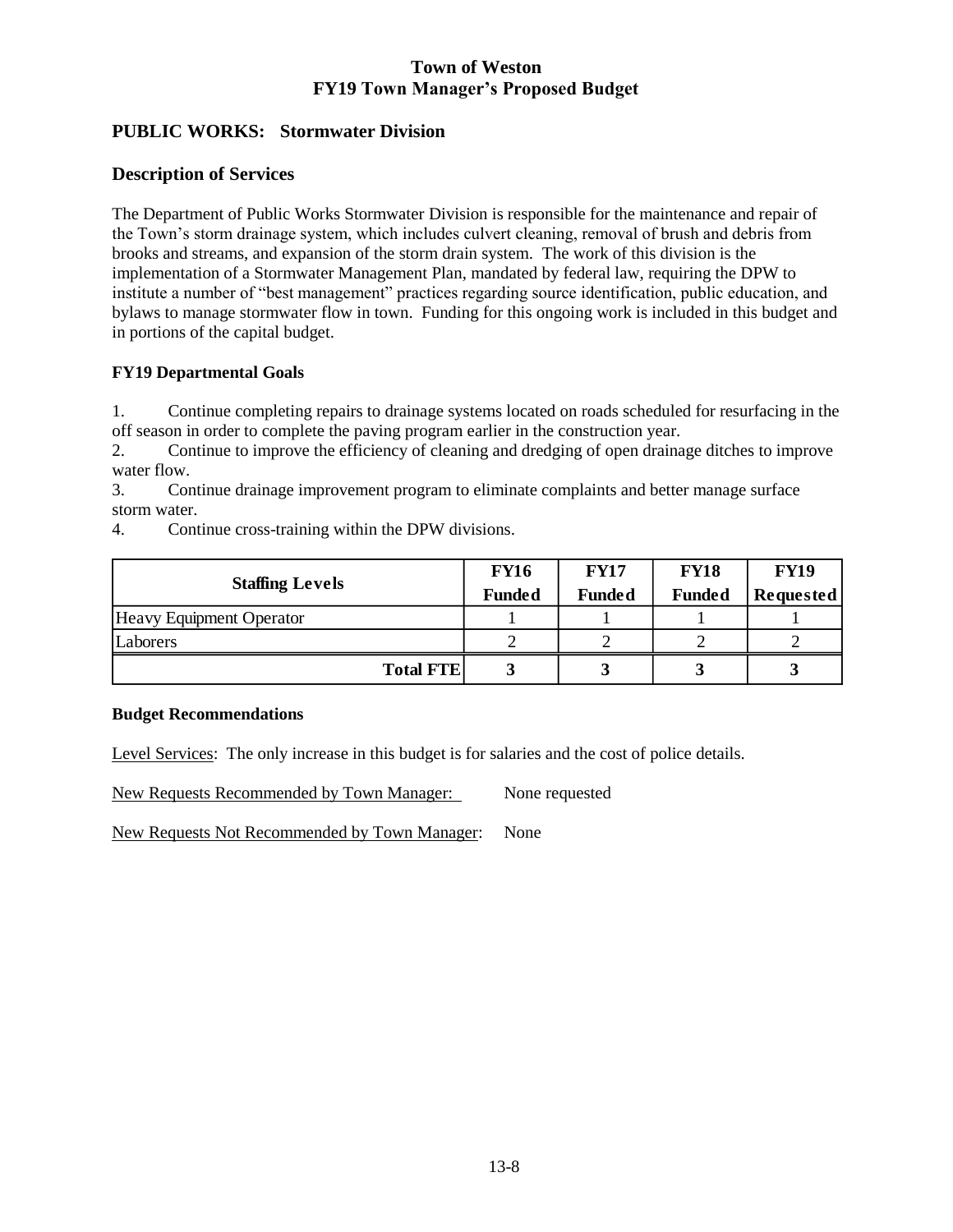# Town of Weston
# FY19 Town Manager's Proposed Budget

## PUBLIC WORKS: Stormwater Division

## Description of Services

The Department of Public Works Stormwater Division is responsible for the maintenance and repair of the Town's storm drainage system, which includes culvert cleaning, removal of brush and debris from brooks and streams, and expansion of the storm drain system. The work of this division is the implementation of a Stormwater Management Plan, mandated by federal law, requiring the DPW to institute a number of "best management" practices regarding source identification, public education, and bylaws to manage stormwater flow in town. Funding for this ongoing work is included in this budget and in portions of the capital budget.

### FY19 Departmental Goals

1. Continue completing repairs to drainage systems located on roads scheduled for resurfacing in the off season in order to complete the paving program earlier in the construction year.
2. Continue to improve the efficiency of cleaning and dredging of open drainage ditches to improve water flow.
3. Continue drainage improvement program to eliminate complaints and better manage surface storm water.
4. Continue cross-training within the DPW divisions.

| Staffing Levels | FY16 Funded | FY17 Funded | FY18 Funded | FY19 Requested |
|---|---|---|---|---|
| Heavy Equipment Operator | 1 | 1 | 1 | 1 |
| Laborers | 2 | 2 | 2 | 2 |
| **Total FTE** | **3** | **3** | **3** | **3** |

### Budget Recommendations

Level Services: The only increase in this budget is for salaries and the cost of police details.

New Requests Recommended by Town Manager: None requested

New Requests Not Recommended by Town Manager: None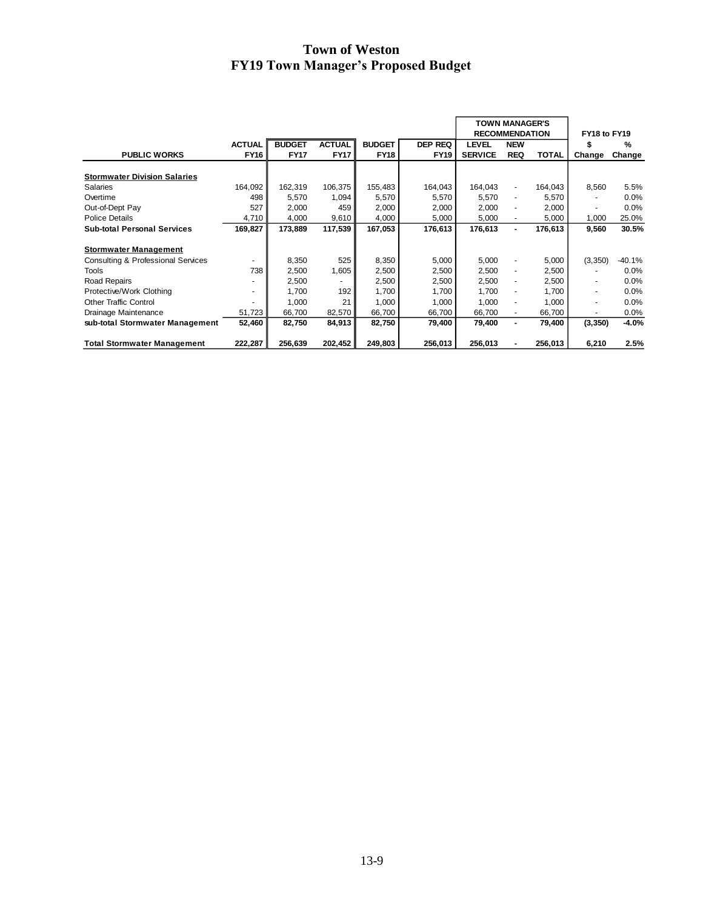# Town of Weston
## FY19 Town Manager's Proposed Budget

| PUBLIC WORKS | ACTUAL FY16 | BUDGET FY17 | ACTUAL FY17 | BUDGET FY18 | DEP REQ FY19 | TOWN MANAGER'S RECOMMENDATION LEVEL SERVICE | NEW REQ | TOTAL | FY18 to FY19 $ Change | % Change |
|---|---|---|---|---|---|---|---|---|---|---|
| **Stormwater Division Salaries** | | | | | | | | | | |
| Salaries | 164,092 | 162,319 | 106,375 | 155,483 | 164,043 | 164,043 | - | 164,043 | 8,560 | 5.5% |
| Overtime | 498 | 5,570 | 1,094 | 5,570 | 5,570 | 5,570 | - | 5,570 | - | 0.0% |
| Out-of-Dept Pay | 527 | 2,000 | 459 | 2,000 | 2,000 | 2,000 | - | 2,000 | - | 0.0% |
| Police Details | 4,710 | 4,000 | 9,610 | 4,000 | 5,000 | 5,000 | - | 5,000 | 1,000 | 25.0% |
| **Sub-total Personal Services** | **169,827** | **173,889** | **117,539** | **167,053** | **176,613** | **176,613** | **-** | **176,613** | **9,560** | **30.5%** |
| **Stormwater Management** | | | | | | | | | | |
| Consulting & Professional Services | - | 8,350 | 525 | 8,350 | 5,000 | 5,000 | - | 5,000 | (3,350) | -40.1% |
| Tools | 738 | 2,500 | 1,605 | 2,500 | 2,500 | 2,500 | - | 2,500 | - | 0.0% |
| Road Repairs | - | 2,500 | - | 2,500 | 2,500 | 2,500 | - | 2,500 | - | 0.0% |
| Protective/Work Clothing | - | 1,700 | 192 | 1,700 | 1,700 | 1,700 | - | 1,700 | - | 0.0% |
| Other Traffic Control | - | 1,000 | 21 | 1,000 | 1,000 | 1,000 | - | 1,000 | - | 0.0% |
| Drainage Maintenance | 51,723 | 66,700 | 82,570 | 66,700 | 66,700 | 66,700 | - | 66,700 | - | 0.0% |
| **sub-total Stormwater Management** | **52,460** | **82,750** | **84,913** | **82,750** | **79,400** | **79,400** | **-** | **79,400** | **(3,350)** | **-4.0%** |
| **Total Stormwater Management** | **222,287** | **256,639** | **202,452** | **249,803** | **256,013** | **256,013** | **-** | **256,013** | **6,210** | **2.5%** |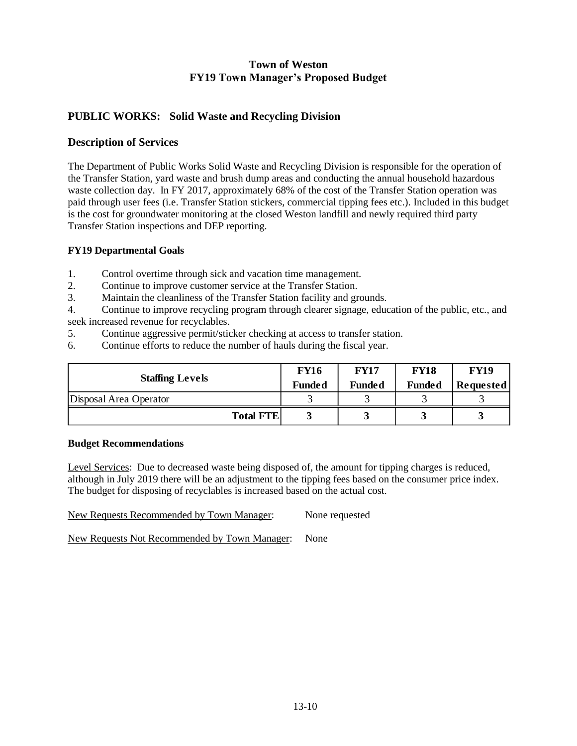# Town of Weston
## FY19 Town Manager's Proposed Budget

## PUBLIC WORKS: Solid Waste and Recycling Division

### Description of Services

The Department of Public Works Solid Waste and Recycling Division is responsible for the operation of the Transfer Station, yard waste and brush dump areas and conducting the annual household hazardous waste collection day. In FY 2017, approximately 68% of the cost of the Transfer Station operation was paid through user fees (i.e. Transfer Station stickers, commercial tipping fees etc.). Included in this budget is the cost for groundwater monitoring at the closed Weston landfill and newly required third party Transfer Station inspections and DEP reporting.

#### FY19 Departmental Goals

1. Control overtime through sick and vacation time management.
2. Continue to improve customer service at the Transfer Station.
3. Maintain the cleanliness of the Transfer Station facility and grounds.
4. Continue to improve recycling program through clearer signage, education of the public, etc., and seek increased revenue for recyclables.
5. Continue aggressive permit/sticker checking at access to transfer station.
6. Continue efforts to reduce the number of hauls during the fiscal year.

| Staffing Levels | FY16 Funded | FY17 Funded | FY18 Funded | FY19 Requested |
|---|---|---|---|---|
| Disposal Area Operator | 3 | 3 | 3 | 3 |
| **Total FTE** | **3** | **3** | **3** | **3** |

#### Budget Recommendations

Level Services: Due to decreased waste being disposed of, the amount for tipping charges is reduced, although in July 2019 there will be an adjustment to the tipping fees based on the consumer price index. The budget for disposing of recyclables is increased based on the actual cost.

New Requests Recommended by Town Manager: None requested

New Requests Not Recommended by Town Manager: None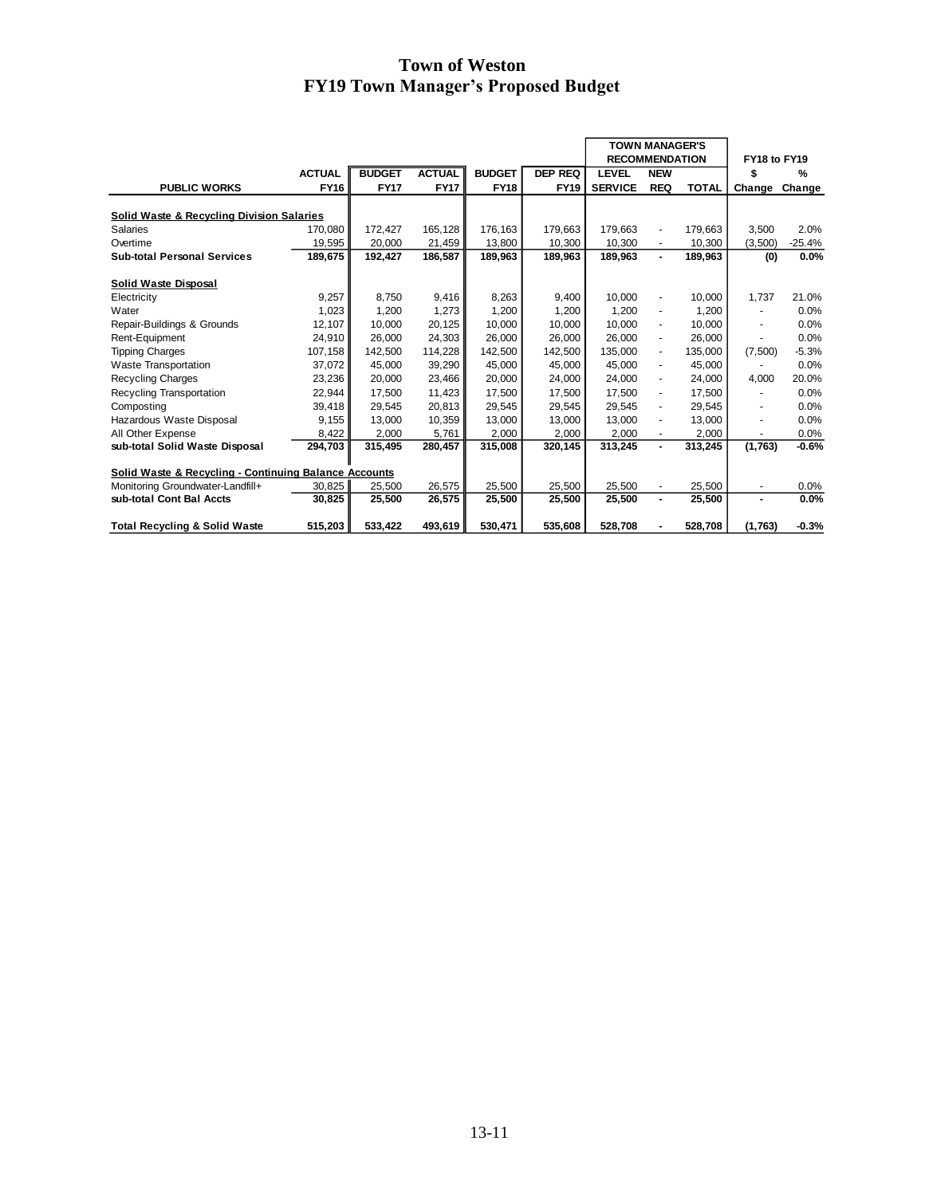# Town of Weston
## FY19 Town Manager's Proposed Budget

| PUBLIC WORKS | ACTUAL FY16 | BUDGET FY17 | ACTUAL FY17 | BUDGET FY18 | DEP REQ FY19 | TOWN MANAGER'S RECOMMENDATION LEVEL SERVICE | NEW REQ | TOTAL | FY18 to FY19 $ Change | % Change |
|---|---|---|---|---|---|---|---|---|---|---|
| **Solid Waste & Recycling Division Salaries** | | | | | | | | | | |
| Salaries | 170,080 | 172,427 | 165,128 | 176,163 | 179,663 | 179,663 | - | 179,663 | 3,500 | 2.0% |
| Overtime | 19,595 | 20,000 | 21,459 | 13,800 | 10,300 | 10,300 | - | 10,300 | (3,500) | -25.4% |
| **Sub-total Personal Services** | **189,675** | **192,427** | **186,587** | **189,963** | **189,963** | **189,963** | **-** | **189,963** | **(0)** | **0.0%** |
| **Solid Waste Disposal** | | | | | | | | | | |
| Electricity | 9,257 | 8,750 | 9,416 | 8,263 | 9,400 | 10,000 | - | 10,000 | 1,737 | 21.0% |
| Water | 1,023 | 1,200 | 1,273 | 1,200 | 1,200 | 1,200 | - | 1,200 | - | 0.0% |
| Repair-Buildings & Grounds | 12,107 | 10,000 | 20,125 | 10,000 | 10,000 | 10,000 | - | 10,000 | - | 0.0% |
| Rent-Equipment | 24,910 | 26,000 | 24,303 | 26,000 | 26,000 | 26,000 | - | 26,000 | - | 0.0% |
| Tipping Charges | 107,158 | 142,500 | 114,228 | 142,500 | 142,500 | 135,000 | - | 135,000 | (7,500) | -5.3% |
| Waste Transportation | 37,072 | 45,000 | 39,290 | 45,000 | 45,000 | 45,000 | - | 45,000 | - | 0.0% |
| Recycling Charges | 23,236 | 20,000 | 23,466 | 20,000 | 24,000 | 24,000 | - | 24,000 | 4,000 | 20.0% |
| Recycling Transportation | 22,944 | 17,500 | 11,423 | 17,500 | 17,500 | 17,500 | - | 17,500 | - | 0.0% |
| Composting | 39,418 | 29,545 | 20,813 | 29,545 | 29,545 | 29,545 | - | 29,545 | - | 0.0% |
| Hazardous Waste Disposal | 9,155 | 13,000 | 10,359 | 13,000 | 13,000 | 13,000 | - | 13,000 | - | 0.0% |
| All Other Expense | 8,422 | 2,000 | 5,761 | 2,000 | 2,000 | 2,000 | - | 2,000 | - | 0.0% |
| **sub-total Solid Waste Disposal** | **294,703** | **315,495** | **280,457** | **315,008** | **320,145** | **313,245** | **-** | **313,245** | **(1,763)** | **-0.6%** |
| **Solid Waste & Recycling - Continuing Balance Accounts** | | | | | | | | | | |
| Monitoring Groundwater-Landfill+ | 30,825 | 25,500 | 26,575 | 25,500 | 25,500 | 25,500 | - | 25,500 | - | 0.0% |
| **sub-total Cont Bal Accts** | **30,825** | **25,500** | **26,575** | **25,500** | **25,500** | **25,500** | **-** | **25,500** | **-** | **0.0%** |
| **Total Recycling & Solid Waste** | **515,203** | **533,422** | **493,619** | **530,471** | **535,608** | **528,708** | **-** | **528,708** | **(1,763)** | **-0.3%** |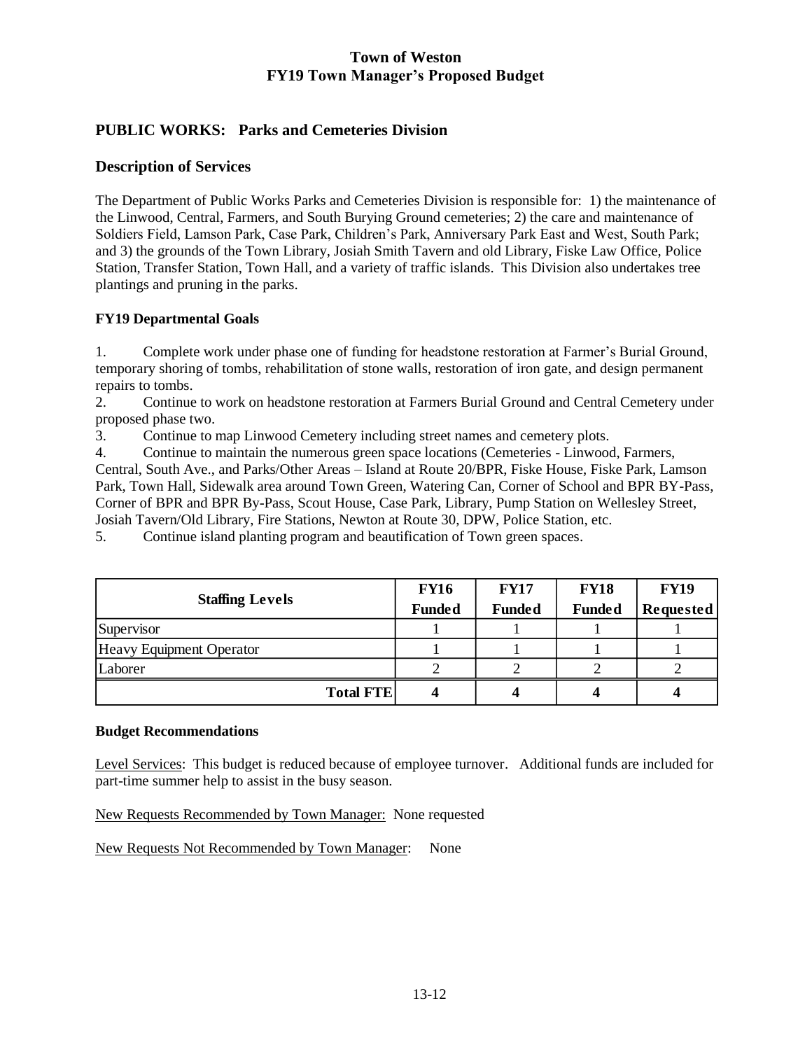# Town of Weston
## FY19 Town Manager's Proposed Budget

## PUBLIC WORKS: Parks and Cemeteries Division

## Description of Services

The Department of Public Works Parks and Cemeteries Division is responsible for: 1) the maintenance of the Linwood, Central, Farmers, and South Burying Ground cemeteries; 2) the care and maintenance of Soldiers Field, Lamson Park, Case Park, Children's Park, Anniversary Park East and West, South Park; and 3) the grounds of the Town Library, Josiah Smith Tavern and old Library, Fiske Law Office, Police Station, Transfer Station, Town Hall, and a variety of traffic islands. This Division also undertakes tree plantings and pruning in the parks.

### FY19 Departmental Goals

1. Complete work under phase one of funding for headstone restoration at Farmer's Burial Ground, temporary shoring of tombs, rehabilitation of stone walls, restoration of iron gate, and design permanent repairs to tombs.
2. Continue to work on headstone restoration at Farmers Burial Ground and Central Cemetery under proposed phase two.
3. Continue to map Linwood Cemetery including street names and cemetery plots.
4. Continue to maintain the numerous green space locations (Cemeteries - Linwood, Farmers, Central, South Ave., and Parks/Other Areas – Island at Route 20/BPR, Fiske House, Fiske Park, Lamson Park, Town Hall, Sidewalk area around Town Green, Watering Can, Corner of School and BPR BY-Pass, Corner of BPR and BPR By-Pass, Scout House, Case Park, Library, Pump Station on Wellesley Street, Josiah Tavern/Old Library, Fire Stations, Newton at Route 30, DPW, Police Station, etc.
5. Continue island planting program and beautification of Town green spaces.

| Staffing Levels | FY16 Funded | FY17 Funded | FY18 Funded | FY19 Requested |
|---|---|---|---|---|
| Supervisor | 1 | 1 | 1 | 1 |
| Heavy Equipment Operator | 1 | 1 | 1 | 1 |
| Laborer | 2 | 2 | 2 | 2 |
| **Total FTE** | **4** | **4** | **4** | **4** |

### Budget Recommendations

Level Services: This budget is reduced because of employee turnover. Additional funds are included for part-time summer help to assist in the busy season.

New Requests Recommended by Town Manager: None requested

New Requests Not Recommended by Town Manager: None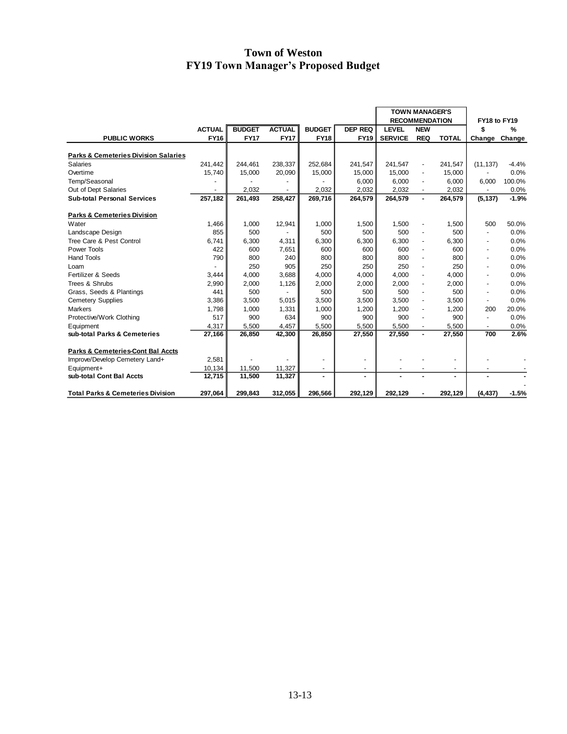# Town of Weston
## FY19 Town Manager's Proposed Budget

| PUBLIC WORKS | ACTUAL FY16 | BUDGET FY17 | ACTUAL FY17 | BUDGET FY18 | DEP REQ FY19 | TOWN MANAGER'S RECOMMENDATION LEVEL SERVICE | NEW REQ | TOTAL | FY18 to FY19 $ Change | % Change |
|---|---|---|---|---|---|---|---|---|---|---|
| **Parks & Cemeteries Division Salaries** | | | | | | | | | | |
| Salaries | 241,442 | 244,461 | 238,337 | 252,684 | 241,547 | 241,547 | - | 241,547 | (11,137) | -4.4% |
| Overtime | 15,740 | 15,000 | 20,090 | 15,000 | 15,000 | 15,000 | - | 15,000 | - | 0.0% |
| Temp/Seasonal | - | - | - | - | 6,000 | 6,000 | - | 6,000 | 6,000 | 100.0% |
| Out of Dept Salaries | - | 2,032 | - | 2,032 | 2,032 | 2,032 | - | 2,032 | - | 0.0% |
| **Sub-total Personal Services** | **257,182** | **261,493** | **258,427** | **269,716** | **264,579** | **264,579** | **-** | **264,579** | **(5,137)** | **-1.9%** |
| **Parks & Cemeteries Division** | | | | | | | | | | |
| Water | 1,466 | 1,000 | 12,941 | 1,000 | 1,500 | 1,500 | - | 1,500 | 500 | 50.0% |
| Landscape Design | 855 | 500 | - | 500 | 500 | 500 | - | 500 | - | 0.0% |
| Tree Care & Pest Control | 6,741 | 6,300 | 4,311 | 6,300 | 6,300 | 6,300 | - | 6,300 | - | 0.0% |
| Power Tools | 422 | 600 | 7,651 | 600 | 600 | 600 | - | 600 | - | 0.0% |
| Hand Tools | 790 | 800 | 240 | 800 | 800 | 800 | - | 800 | - | 0.0% |
| Loam | - | 250 | 905 | 250 | 250 | 250 | - | 250 | - | 0.0% |
| Fertilizer & Seeds | 3,444 | 4,000 | 3,688 | 4,000 | 4,000 | 4,000 | - | 4,000 | - | 0.0% |
| Trees & Shrubs | 2,990 | 2,000 | 1,126 | 2,000 | 2,000 | 2,000 | - | 2,000 | - | 0.0% |
| Grass, Seeds & Plantings | 441 | 500 | - | 500 | 500 | 500 | - | 500 | - | 0.0% |
| Cemetery Supplies | 3,386 | 3,500 | 5,015 | 3,500 | 3,500 | 3,500 | - | 3,500 | - | 0.0% |
| Markers | 1,798 | 1,000 | 1,331 | 1,000 | 1,200 | 1,200 | - | 1,200 | 200 | 20.0% |
| Protective/Work Clothing | 517 | 900 | 634 | 900 | 900 | 900 | - | 900 | - | 0.0% |
| Equipment | 4,317 | 5,500 | 4,457 | 5,500 | 5,500 | 5,500 | - | 5,500 | - | 0.0% |
| **sub-total Parks & Cemeteries** | **27,166** | **26,850** | **42,300** | **26,850** | **27,550** | **27,550** | **-** | **27,550** | **700** | **2.6%** |
| **Parks & Cemeteries-Cont Bal Accts** | | | | | | | | | | |
| Improve/Develop Cemetery Land+ | 2,581 | - | - | - | - | - | - | - | - | - |
| Equipment+ | 10,134 | 11,500 | 11,327 | - | - | - | - | - | - | - |
| **sub-total Cont Bal Accts** | **12,715** | **11,500** | **11,327** | **-** | **-** | **-** | **-** | **-** | **-** | **-** |
| | | | | | | | | | | - |
| **Total Parks & Cemeteries Division** | **297,064** | **299,843** | **312,055** | **296,566** | **292,129** | **292,129** | **-** | **292,129** | **(4,437)** | **-1.5%** |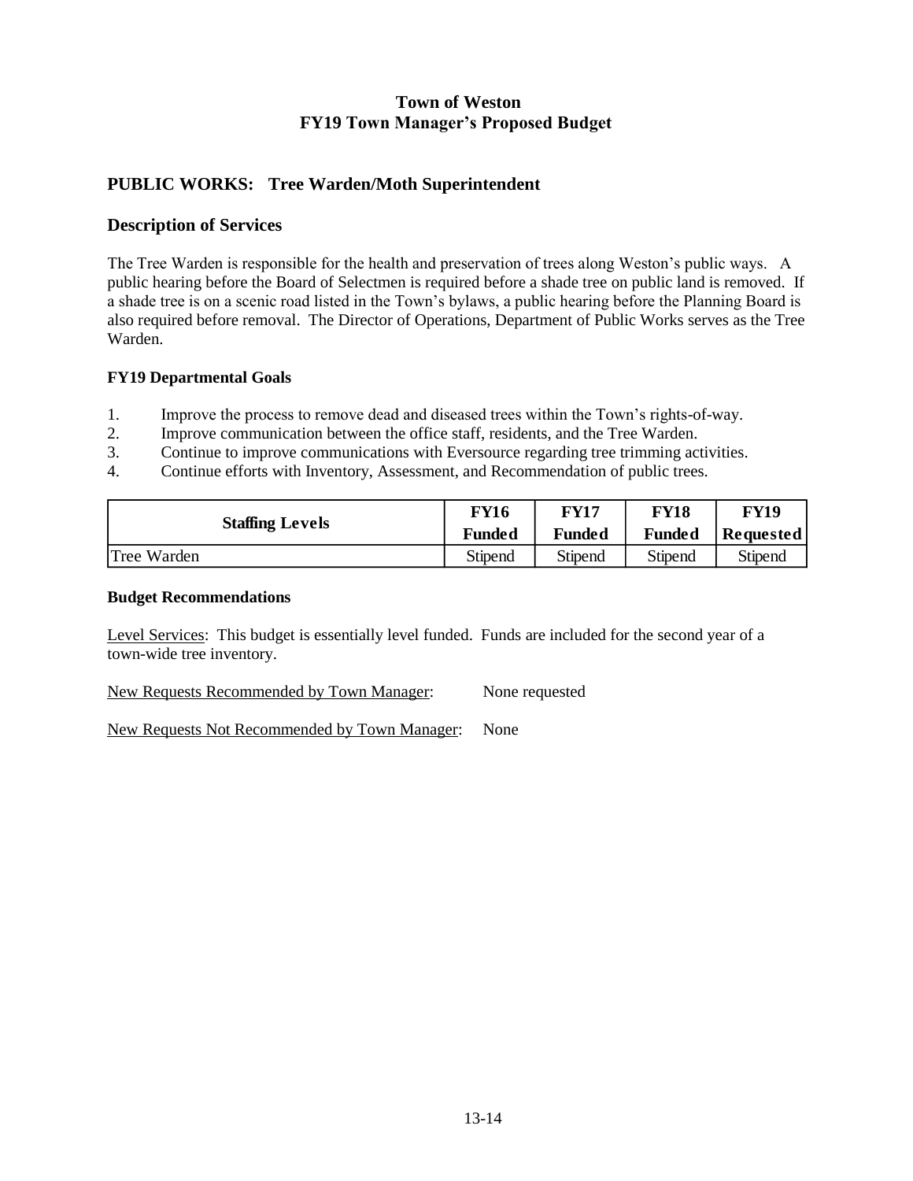# Town of Weston
## FY19 Town Manager's Proposed Budget

## PUBLIC WORKS: Tree Warden/Moth Superintendent

### Description of Services

The Tree Warden is responsible for the health and preservation of trees along Weston's public ways. A public hearing before the Board of Selectmen is required before a shade tree on public land is removed. If a shade tree is on a scenic road listed in the Town's bylaws, a public hearing before the Planning Board is also required before removal. The Director of Operations, Department of Public Works serves as the Tree Warden.

**FY19 Departmental Goals**

1. Improve the process to remove dead and diseased trees within the Town's rights-of-way.
2. Improve communication between the office staff, residents, and the Tree Warden.
3. Continue to improve communications with Eversource regarding tree trimming activities.
4. Continue efforts with Inventory, Assessment, and Recommendation of public trees.

| Staffing Levels | FY16 Funded | FY17 Funded | FY18 Funded | FY19 Requested |
|---|---|---|---|---|
| Tree Warden | Stipend | Stipend | Stipend | Stipend |

**Budget Recommendations**

Level Services: This budget is essentially level funded. Funds are included for the second year of a town-wide tree inventory.

New Requests Recommended by Town Manager: None requested

New Requests Not Recommended by Town Manager: None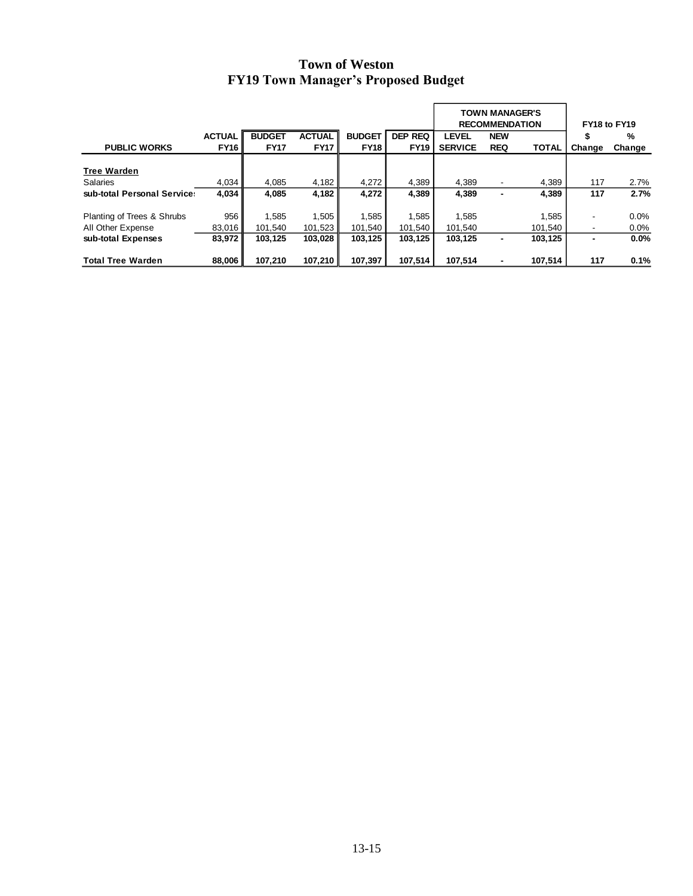# Town of Weston
## FY19 Town Manager's Proposed Budget

| | | | | | | TOWN MANAGER'S RECOMMENDATION | | | FY18 to FY19 | |
|---|---|---|---|---|---|---|---|---|---|---|
| **PUBLIC WORKS** | **ACTUAL FY16** | **BUDGET FY17** | **ACTUAL FY17** | **BUDGET FY18** | **DEP REQ FY19** | **LEVEL SERVICE** | **NEW REQ** | **TOTAL** | **$ Change** | **% Change** |
| **Tree Warden** | | | | | | | | | | |
| Salaries | 4,034 | 4,085 | 4,182 | 4,272 | 4,389 | 4,389 | - | 4,389 | 117 | 2.7% |
| **sub-total Personal Services** | **4,034** | **4,085** | **4,182** | **4,272** | **4,389** | **4,389** | **-** | **4,389** | **117** | **2.7%** |
| Planting of Trees & Shrubs | 956 | 1,585 | 1,505 | 1,585 | 1,585 | 1,585 | | 1,585 | - | 0.0% |
| All Other Expense | 83,016 | 101,540 | 101,523 | 101,540 | 101,540 | 101,540 | | 101,540 | - | 0.0% |
| **sub-total Expenses** | **83,972** | **103,125** | **103,028** | **103,125** | **103,125** | **103,125** | **-** | **103,125** | **-** | **0.0%** |
| **Total Tree Warden** | **88,006** | **107,210** | **107,210** | **107,397** | **107,514** | **107,514** | **-** | **107,514** | **117** | **0.1%** |